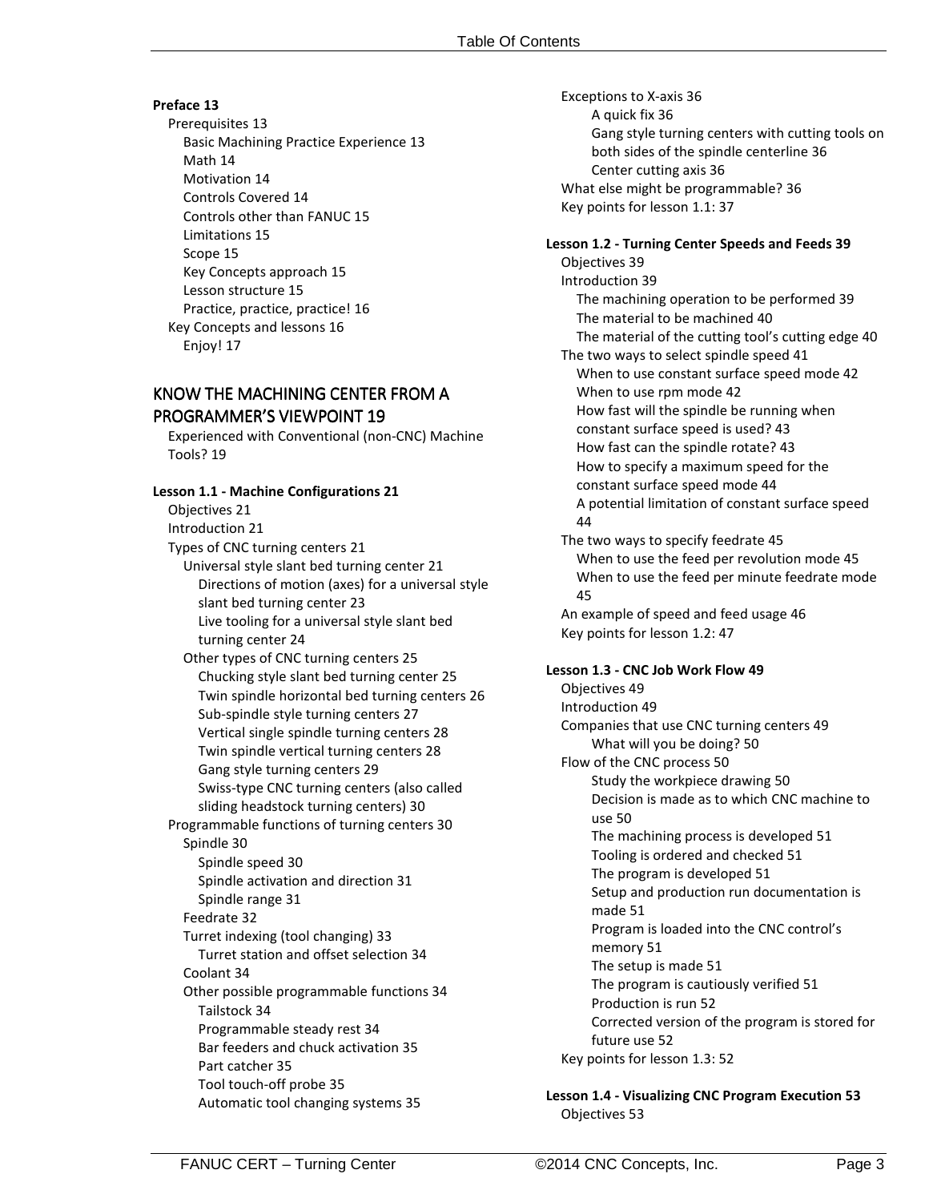**Preface 13**

- Prerequisites 13
  - Basic Machining Practice Experience 13
  - Math 14
  - Motivation 14
  - Controls Covered 14
  - Controls other than FANUC 15
  - Limitations 15
  - Scope 15
  - Key Concepts approach 15
  - Lesson structure 15
  - Practice, practice, practice! 16
- Key Concepts and lessons 16
  - Enjoy! 17

## KNOW THE MACHINING CENTER FROM A PROGRAMMER'S VIEWPOINT 19

- Experienced with Conventional (non-CNC) Machine Tools? 19

**Lesson 1.1 - Machine Configurations 21**

- Objectives 21
- Introduction 21
- Types of CNC turning centers 21
  - Universal style slant bed turning center 21
    - Directions of motion (axes) for a universal style slant bed turning center 23
    - Live tooling for a universal style slant bed turning center 24
  - Other types of CNC turning centers 25
    - Chucking style slant bed turning center 25
    - Twin spindle horizontal bed turning centers 26
    - Sub-spindle style turning centers 27
    - Vertical single spindle turning centers 28
    - Twin spindle vertical turning centers 28
    - Gang style turning centers 29
    - Swiss-type CNC turning centers (also called sliding headstock turning centers) 30
- Programmable functions of turning centers 30
  - Spindle 30
    - Spindle speed 30
    - Spindle activation and direction 31
    - Spindle range 31
  - Feedrate 32
  - Turret indexing (tool changing) 33
    - Turret station and offset selection 34
  - Coolant 34
  - Other possible programmable functions 34
    - Tailstock 34
    - Programmable steady rest 34
    - Bar feeders and chuck activation 35
    - Part catcher 35
    - Tool touch-off probe 35
    - Automatic tool changing systems 35
- Exceptions to X-axis 36
  - A quick fix 36
  - Gang style turning centers with cutting tools on both sides of the spindle centerline 36
  - Center cutting axis 36
- What else might be programmable? 36
- Key points for lesson 1.1: 37

**Lesson 1.2 - Turning Center Speeds and Feeds 39**

- Objectives 39
- Introduction 39
  - The machining operation to be performed 39
  - The material to be machined 40
  - The material of the cutting tool's cutting edge 40
- The two ways to select spindle speed 41
  - When to use constant surface speed mode 42
  - When to use rpm mode 42
  - How fast will the spindle be running when constant surface speed is used? 43
  - How fast can the spindle rotate? 43
  - How to specify a maximum speed for the constant surface speed mode 44
  - A potential limitation of constant surface speed 44
- The two ways to specify feedrate 45
  - When to use the feed per revolution mode 45
  - When to use the feed per minute feedrate mode 45
- An example of speed and feed usage 46
- Key points for lesson 1.2: 47

**Lesson 1.3 - CNC Job Work Flow 49**

- Objectives 49
- Introduction 49
- Companies that use CNC turning centers 49
  - What will you be doing? 50
- Flow of the CNC process 50
  - Study the workpiece drawing 50
  - Decision is made as to which CNC machine to use 50
  - The machining process is developed 51
  - Tooling is ordered and checked 51
  - The program is developed 51
  - Setup and production run documentation is made 51
  - Program is loaded into the CNC control's memory 51
  - The setup is made 51
  - The program is cautiously verified 51
  - Production is run 52
  - Corrected version of the program is stored for future use 52
- Key points for lesson 1.3: 52

**Lesson 1.4 - Visualizing CNC Program Execution 53**

- Objectives 53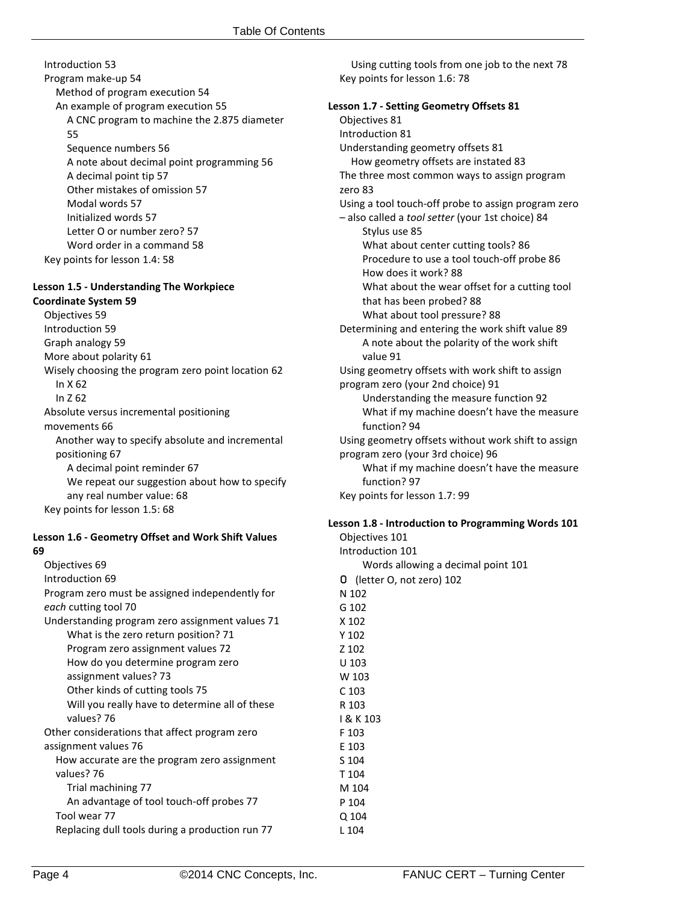Introduction 53
Program make-up 54
- Method of program execution 54
- An example of program execution 55
  - A CNC program to machine the 2.875 diameter 55
  - Sequence numbers 56
  - A note about decimal point programming 56
  - A decimal point tip 57
  - Other mistakes of omission 57
  - Modal words 57
  - Initialized words 57
  - Letter O or number zero? 57
  - Word order in a command 58

Key points for lesson 1.4: 58

**Lesson 1.5 - Understanding The Workpiece Coordinate System 59**

Objectives 59
Introduction 59
Graph analogy 59
More about polarity 61
Wisely choosing the program zero point location 62
- In X 62
- In Z 62

Absolute versus incremental positioning movements 66
- Another way to specify absolute and incremental positioning 67
  - A decimal point reminder 67
  - We repeat our suggestion about how to specify any real number value: 68

Key points for lesson 1.5: 68

**Lesson 1.6 - Geometry Offset and Work Shift Values 69**

Objectives 69
Introduction 69
Program zero must be assigned independently for *each* cutting tool 70
Understanding program zero assignment values 71
- What is the zero return position? 71
- Program zero assignment values 72
- How do you determine program zero assignment values? 73
- Other kinds of cutting tools 75
- Will you really have to determine all of these values? 76

Other considerations that affect program zero assignment values 76
- How accurate are the program zero assignment values? 76
  - Trial machining 77
  - An advantage of tool touch-off probes 77
- Tool wear 77
- Replacing dull tools during a production run 77
- Using cutting tools from one job to the next 78

Key points for lesson 1.6: 78

**Lesson 1.7 - Setting Geometry Offsets 81**

Objectives 81
Introduction 81
Understanding geometry offsets 81
- How geometry offsets are instated 83

The three most common ways to assign program zero 83
Using a tool touch-off probe to assign program zero – also called a *tool setter* (your 1st choice) 84
- Stylus use 85
- What about center cutting tools? 86
- Procedure to use a tool touch-off probe 86
- How does it work? 88
- What about the wear offset for a cutting tool that has been probed? 88
- What about tool pressure? 88

Determining and entering the work shift value 89
- A note about the polarity of the work shift value 91

Using geometry offsets with work shift to assign program zero (your 2nd choice) 91
- Understanding the measure function 92
- What if my machine doesn't have the measure function? 94

Using geometry offsets without work shift to assign program zero (your 3rd choice) 96
- What if my machine doesn't have the measure function? 97

Key points for lesson 1.7: 99

**Lesson 1.8 - Introduction to Programming Words 101**

Objectives 101
Introduction 101
- Words allowing a decimal point 101

O (letter O, not zero) 102
N 102
G 102
X 102
Y 102
Z 102
U 103
W 103
C 103
R 103
I & K 103
F 103
E 103
S 104
T 104
M 104
P 104
Q 104
L 104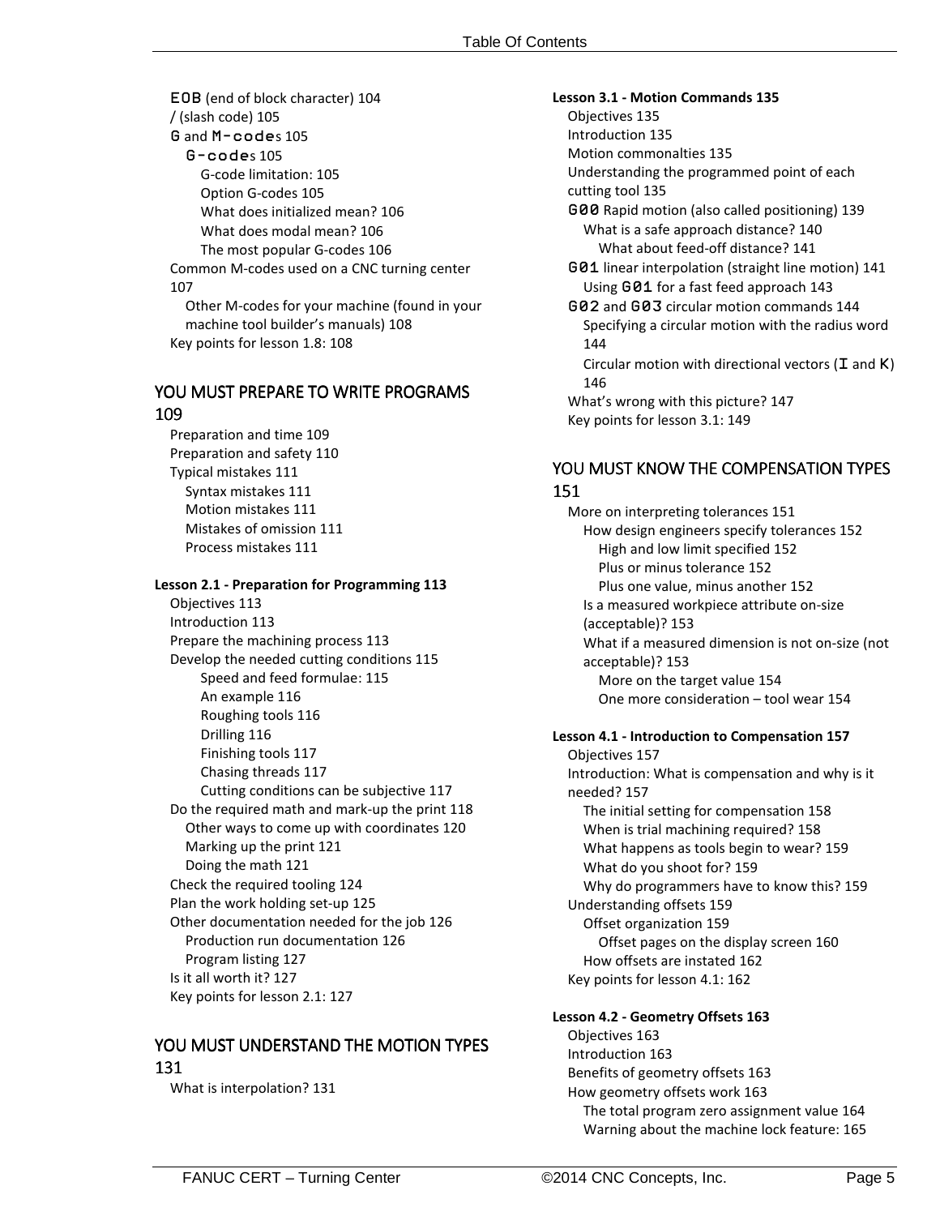EOB (end of block character) 104
/ (slash code) 105
G and M-codes 105
  G-codes 105
    G-code limitation: 105
    Option G-codes 105
    What does initialized mean? 106
    What does modal mean? 106
    The most popular G-codes 106
Common M-codes used on a CNC turning center 107
  Other M-codes for your machine (found in your machine tool builder's manuals) 108
Key points for lesson 1.8: 108

## YOU MUST PREPARE TO WRITE PROGRAMS 109

Preparation and time 109
Preparation and safety 110
Typical mistakes 111
  Syntax mistakes 111
  Motion mistakes 111
  Mistakes of omission 111
  Process mistakes 111

**Lesson 2.1 - Preparation for Programming 113**

Objectives 113
Introduction 113
Prepare the machining process 113
Develop the needed cutting conditions 115
    Speed and feed formulae: 115
    An example 116
    Roughing tools 116
    Drilling 116
    Finishing tools 117
    Chasing threads 117
    Cutting conditions can be subjective 117
Do the required math and mark-up the print 118
  Other ways to come up with coordinates 120
  Marking up the print 121
  Doing the math 121
Check the required tooling 124
Plan the work holding set-up 125
Other documentation needed for the job 126
  Production run documentation 126
  Program listing 127
Is it all worth it? 127
Key points for lesson 2.1: 127

## YOU MUST UNDERSTAND THE MOTION TYPES 131

What is interpolation? 131

**Lesson 3.1 - Motion Commands 135**

Objectives 135
Introduction 135
Motion commonalties 135
Understanding the programmed point of each cutting tool 135
G00 Rapid motion (also called positioning) 139
  What is a safe approach distance? 140
    What about feed-off distance? 141
G01 linear interpolation (straight line motion) 141
  Using G01 for a fast feed approach 143
G02 and G03 circular motion commands 144
  Specifying a circular motion with the radius word 144
  Circular motion with directional vectors (I and K) 146
What's wrong with this picture? 147
Key points for lesson 3.1: 149

## YOU MUST KNOW THE COMPENSATION TYPES 151

More on interpreting tolerances 151
  How design engineers specify tolerances 152
    High and low limit specified 152
    Plus or minus tolerance 152
    Plus one value, minus another 152
  Is a measured workpiece attribute on-size (acceptable)? 153
  What if a measured dimension is not on-size (not acceptable)? 153
    More on the target value 154
    One more consideration – tool wear 154

**Lesson 4.1 - Introduction to Compensation 157**

Objectives 157
Introduction: What is compensation and why is it needed? 157
  The initial setting for compensation 158
  When is trial machining required? 158
  What happens as tools begin to wear? 159
  What do you shoot for? 159
  Why do programmers have to know this? 159
Understanding offsets 159
  Offset organization 159
    Offset pages on the display screen 160
  How offsets are instated 162
Key points for lesson 4.1: 162

**Lesson 4.2 - Geometry Offsets 163**

Objectives 163
Introduction 163
Benefits of geometry offsets 163
How geometry offsets work 163
  The total program zero assignment value 164
  Warning about the machine lock feature: 165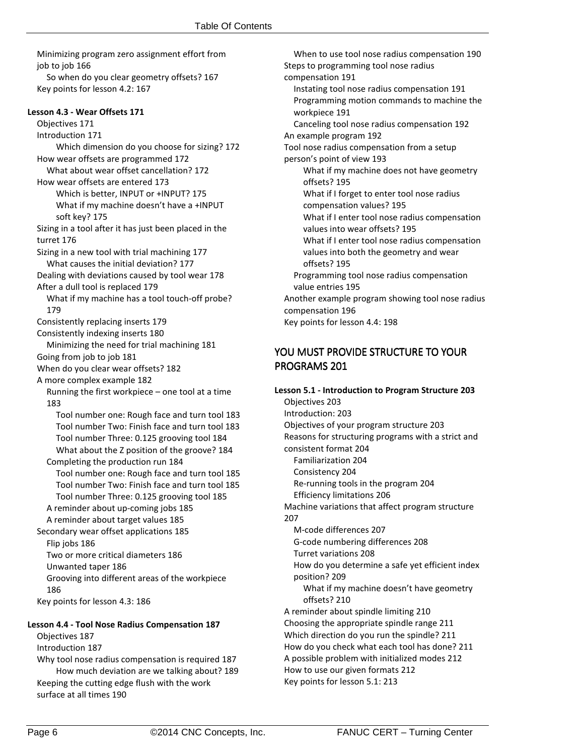Minimizing program zero assignment effort from job to job 166
- So when do you clear geometry offsets? 167

Key points for lesson 4.2: 167

**Lesson 4.3 - Wear Offsets 171**

Objectives 171

Introduction 171
- Which dimension do you choose for sizing? 172

How wear offsets are programmed 172
- What about wear offset cancellation? 172

How wear offsets are entered 173
- Which is better, INPUT or +INPUT? 175
- What if my machine doesn't have a +INPUT soft key? 175

Sizing in a tool after it has just been placed in the turret 176

Sizing in a new tool with trial machining 177
- What causes the initial deviation? 177

Dealing with deviations caused by tool wear 178

After a dull tool is replaced 179
- What if my machine has a tool touch-off probe? 179

Consistently replacing inserts 179

Consistently indexing inserts 180
- Minimizing the need for trial machining 181

Going from job to job 181

When do you clear wear offsets? 182

A more complex example 182
- Running the first workpiece – one tool at a time 183
  - Tool number one: Rough face and turn tool 183
  - Tool number Two: Finish face and turn tool 183
  - Tool number Three: 0.125 grooving tool 184
  - What about the Z position of the groove? 184
- Completing the production run 184
  - Tool number one: Rough face and turn tool 185
  - Tool number Two: Finish face and turn tool 185
  - Tool number Three: 0.125 grooving tool 185
- A reminder about up-coming jobs 185
- A reminder about target values 185

Secondary wear offset applications 185
- Flip jobs 186
- Two or more critical diameters 186
- Unwanted taper 186
- Grooving into different areas of the workpiece 186

Key points for lesson 4.3: 186

**Lesson 4.4 - Tool Nose Radius Compensation 187**

Objectives 187

Introduction 187

Why tool nose radius compensation is required 187
- How much deviation are we talking about? 189

Keeping the cutting edge flush with the work surface at all times 190
- When to use tool nose radius compensation 190

Steps to programming tool nose radius compensation 191
- Instating tool nose radius compensation 191
- Programming motion commands to machine the workpiece 191
- Canceling tool nose radius compensation 192

An example program 192

Tool nose radius compensation from a setup person's point of view 193
- What if my machine does not have geometry offsets? 195
- What if I forget to enter tool nose radius compensation values? 195
- What if I enter tool nose radius compensation values into wear offsets? 195
- What if I enter tool nose radius compensation values into both the geometry and wear offsets? 195
- Programming tool nose radius compensation value entries 195

Another example program showing tool nose radius compensation 196

Key points for lesson 4.4: 198

## YOU MUST PROVIDE STRUCTURE TO YOUR PROGRAMS 201

**Lesson 5.1 - Introduction to Program Structure 203**

Objectives 203

Introduction: 203

Objectives of your program structure 203

Reasons for structuring programs with a strict and consistent format 204
- Familiarization 204
- Consistency 204
- Re-running tools in the program 204
- Efficiency limitations 206

Machine variations that affect program structure 207
- M-code differences 207
- G-code numbering differences 208
- Turret variations 208
- How do you determine a safe yet efficient index position? 209
  - What if my machine doesn't have geometry offsets? 210

A reminder about spindle limiting 210

Choosing the appropriate spindle range 211

Which direction do you run the spindle? 211

How do you check what each tool has done? 211

A possible problem with initialized modes 212

How to use our given formats 212

Key points for lesson 5.1: 213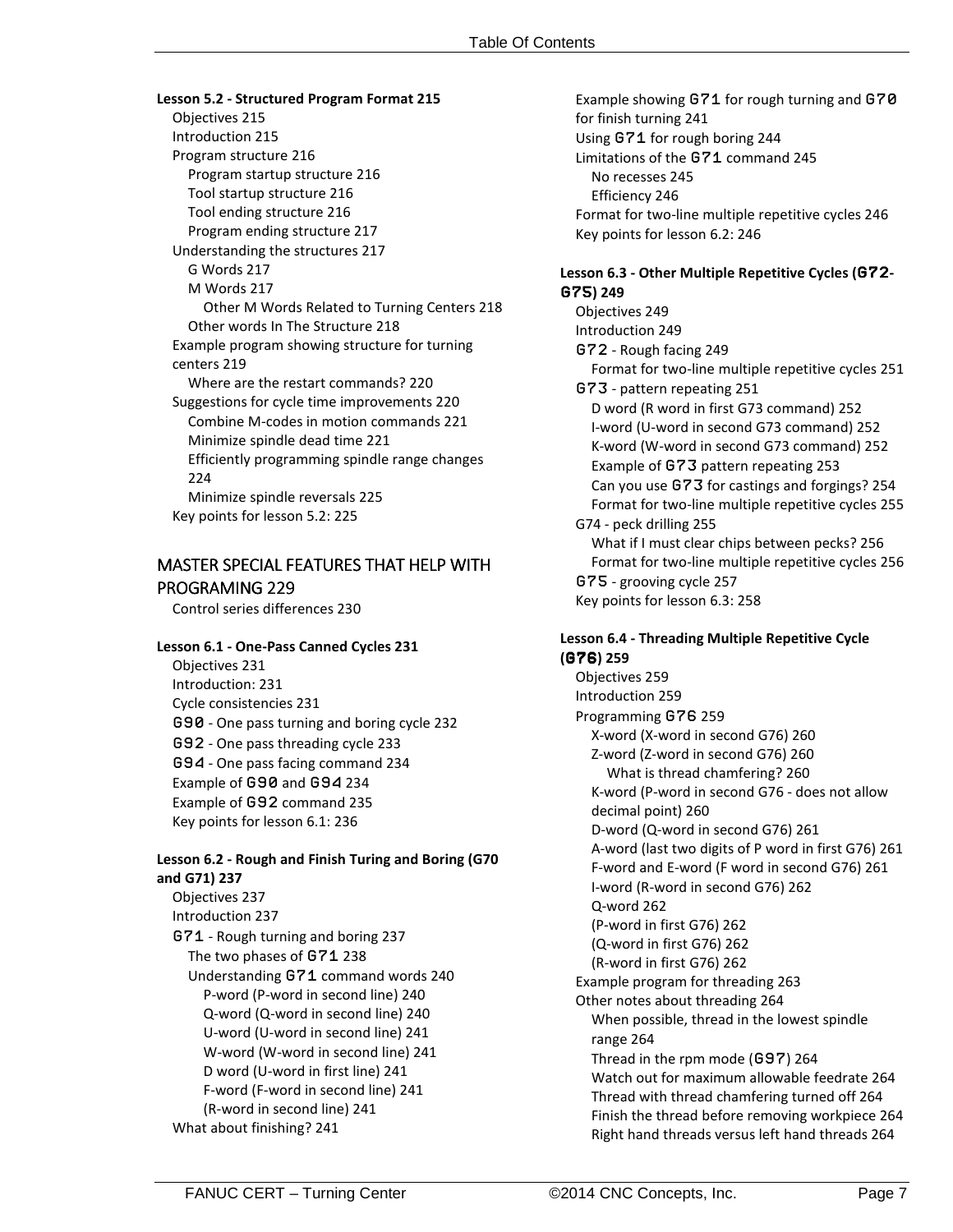**Lesson 5.2 - Structured Program Format 215**

- Objectives 215
- Introduction 215
- Program structure 216
  - Program startup structure 216
  - Tool startup structure 216
  - Tool ending structure 216
  - Program ending structure 217
- Understanding the structures 217
  - G Words 217
  - M Words 217
    - Other M Words Related to Turning Centers 218
  - Other words In The Structure 218
- Example program showing structure for turning centers 219
  - Where are the restart commands? 220
- Suggestions for cycle time improvements 220
  - Combine M-codes in motion commands 221
  - Minimize spindle dead time 221
  - Efficiently programming spindle range changes 224
  - Minimize spindle reversals 225
- Key points for lesson 5.2: 225

## MASTER SPECIAL FEATURES THAT HELP WITH PROGRAMING 229

- Control series differences 230

**Lesson 6.1 - One-Pass Canned Cycles 231**

- Objectives 231
- Introduction: 231
- Cycle consistencies 231
- G90 - One pass turning and boring cycle 232
- G92 - One pass threading cycle 233
- G94 - One pass facing command 234
- Example of G90 and G94 234
- Example of G92 command 235
- Key points for lesson 6.1: 236

**Lesson 6.2 - Rough and Finish Turing and Boring (G70 and G71) 237**

- Objectives 237
- Introduction 237
- G71 - Rough turning and boring 237
  - The two phases of G71 238
  - Understanding G71 command words 240
    - P-word (P-word in second line) 240
    - Q-word (Q-word in second line) 240
    - U-word (U-word in second line) 241
    - W-word (W-word in second line) 241
    - D word (U-word in first line) 241
    - F-word (F-word in second line) 241
    - (R-word in second line) 241
- What about finishing? 241
- Example showing G71 for rough turning and G70 for finish turning 241
- Using G71 for rough boring 244
- Limitations of the G71 command 245
  - No recesses 245
  - Efficiency 246
- Format for two-line multiple repetitive cycles 246
- Key points for lesson 6.2: 246

**Lesson 6.3 - Other Multiple Repetitive Cycles (G72-G75) 249**

- Objectives 249
- Introduction 249
- G72 - Rough facing 249
  - Format for two-line multiple repetitive cycles 251
- G73 - pattern repeating 251
  - D word (R word in first G73 command) 252
  - I-word (U-word in second G73 command) 252
  - K-word (W-word in second G73 command) 252
  - Example of G73 pattern repeating 253
  - Can you use G73 for castings and forgings? 254
  - Format for two-line multiple repetitive cycles 255
- G74 - peck drilling 255
  - What if I must clear chips between pecks? 256
  - Format for two-line multiple repetitive cycles 256
- G75 - grooving cycle 257
- Key points for lesson 6.3: 258

**Lesson 6.4 - Threading Multiple Repetitive Cycle (G76) 259**

- Objectives 259
- Introduction 259
- Programming G76 259
  - X-word (X-word in second G76) 260
  - Z-word (Z-word in second G76) 260
    - What is thread chamfering? 260
  - K-word (P-word in second G76 - does not allow decimal point) 260
  - D-word (Q-word in second G76) 261
  - A-word (last two digits of P word in first G76) 261
  - F-word and E-word (F word in second G76) 261
  - I-word (R-word in second G76) 262
  - Q-word 262
  - (P-word in first G76) 262
  - (Q-word in first G76) 262
  - (R-word in first G76) 262
- Example program for threading 263
- Other notes about threading 264
  - When possible, thread in the lowest spindle range 264
  - Thread in the rpm mode (G97) 264
  - Watch out for maximum allowable feedrate 264
  - Thread with thread chamfering turned off 264
  - Finish the thread before removing workpiece 264
  - Right hand threads versus left hand threads 264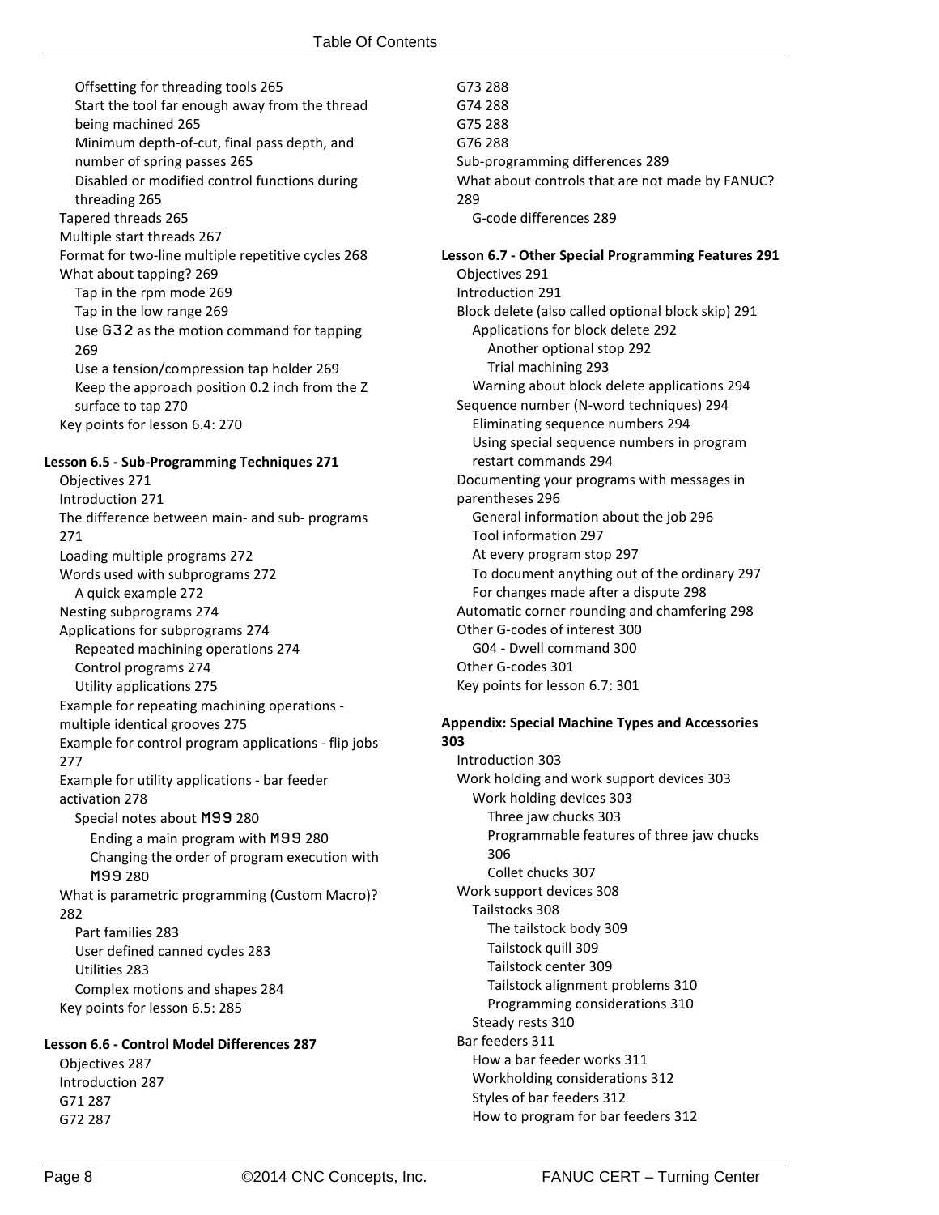Offsetting for threading tools 265
Start the tool far enough away from the thread being machined 265
Minimum depth-of-cut, final pass depth, and number of spring passes 265
Disabled or modified control functions during threading 265
Tapered threads 265
Multiple start threads 267
Format for two-line multiple repetitive cycles 268
What about tapping? 269
Tap in the rpm mode 269
Tap in the low range 269
Use G32 as the motion command for tapping 269
Use a tension/compression tap holder 269
Keep the approach position 0.2 inch from the Z surface to tap 270
Key points for lesson 6.4: 270

**Lesson 6.5 - Sub-Programming Techniques 271**

Objectives 271
Introduction 271
The difference between main- and sub- programs 271
Loading multiple programs 272
Words used with subprograms 272
A quick example 272
Nesting subprograms 274
Applications for subprograms 274
Repeated machining operations 274
Control programs 274
Utility applications 275
Example for repeating machining operations - multiple identical grooves 275
Example for control program applications - flip jobs 277
Example for utility applications - bar feeder activation 278
Special notes about M99 280
Ending a main program with M99 280
Changing the order of program execution with M99 280
What is parametric programming (Custom Macro)? 282
Part families 283
User defined canned cycles 283
Utilities 283
Complex motions and shapes 284
Key points for lesson 6.5: 285

**Lesson 6.6 - Control Model Differences 287**

Objectives 287
Introduction 287
G71 287
G72 287
G73 288
G74 288
G75 288
G76 288
Sub-programming differences 289
What about controls that are not made by FANUC? 289
G-code differences 289

**Lesson 6.7 - Other Special Programming Features 291**

Objectives 291
Introduction 291
Block delete (also called optional block skip) 291
Applications for block delete 292
Another optional stop 292
Trial machining 293
Warning about block delete applications 294
Sequence number (N-word techniques) 294
Eliminating sequence numbers 294
Using special sequence numbers in program restart commands 294
Documenting your programs with messages in parentheses 296
General information about the job 296
Tool information 297
At every program stop 297
To document anything out of the ordinary 297
For changes made after a dispute 298
Automatic corner rounding and chamfering 298
Other G-codes of interest 300
G04 - Dwell command 300
Other G-codes 301
Key points for lesson 6.7: 301

**Appendix: Special Machine Types and Accessories 303**

Introduction 303
Work holding and work support devices 303
Work holding devices 303
Three jaw chucks 303
Programmable features of three jaw chucks 306
Collet chucks 307
Work support devices 308
Tailstocks 308
The tailstock body 309
Tailstock quill 309
Tailstock center 309
Tailstock alignment problems 310
Programming considerations 310
Steady rests 310
Bar feeders 311
How a bar feeder works 311
Workholding considerations 312
Styles of bar feeders 312
How to program for bar feeders 312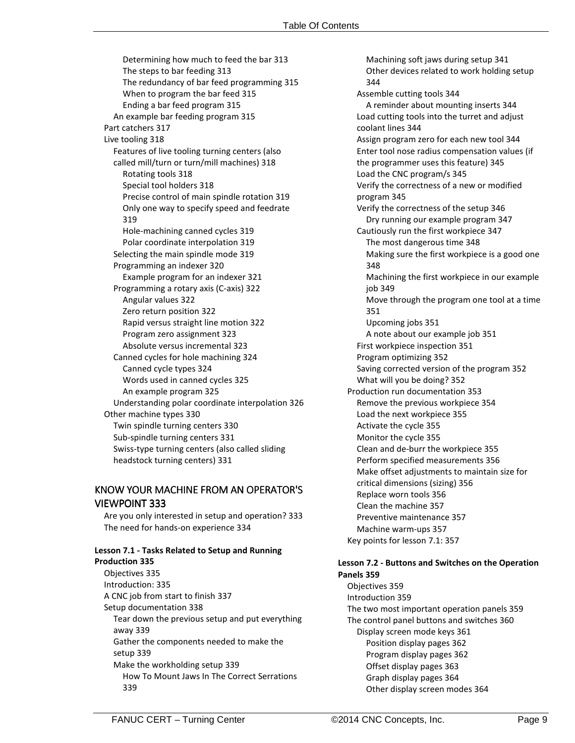Determining how much to feed the bar 313
The steps to bar feeding 313
The redundancy of bar feed programming 315
When to program the bar feed 315
Ending a bar feed program 315
An example bar feeding program 315
Part catchers 317
Live tooling 318
Features of live tooling turning centers (also called mill/turn or turn/mill machines) 318
Rotating tools 318
Special tool holders 318
Precise control of main spindle rotation 319
Only one way to specify speed and feedrate 319
Hole-machining canned cycles 319
Polar coordinate interpolation 319
Selecting the main spindle mode 319
Programming an indexer 320
Example program for an indexer 321
Programming a rotary axis (C-axis) 322
Angular values 322
Zero return position 322
Rapid versus straight line motion 322
Program zero assignment 323
Absolute versus incremental 323
Canned cycles for hole machining 324
Canned cycle types 324
Words used in canned cycles 325
An example program 325
Understanding polar coordinate interpolation 326
Other machine types 330
Twin spindle turning centers 330
Sub-spindle turning centers 331
Swiss-type turning centers (also called sliding headstock turning centers) 331

## KNOW YOUR MACHINE FROM AN OPERATOR'S VIEWPOINT 333

Are you only interested in setup and operation? 333
The need for hands-on experience 334

**Lesson 7.1 - Tasks Related to Setup and Running Production 335**

Objectives 335
Introduction: 335
A CNC job from start to finish 337
Setup documentation 338
Tear down the previous setup and put everything away 339
Gather the components needed to make the setup 339
Make the workholding setup 339
How To Mount Jaws In The Correct Serrations 339
Machining soft jaws during setup 341
Other devices related to work holding setup 344
Assemble cutting tools 344
A reminder about mounting inserts 344
Load cutting tools into the turret and adjust coolant lines 344
Assign program zero for each new tool 344
Enter tool nose radius compensation values (if the programmer uses this feature) 345
Load the CNC program/s 345
Verify the correctness of a new or modified program 345
Verify the correctness of the setup 346
Dry running our example program 347
Cautiously run the first workpiece 347
The most dangerous time 348
Making sure the first workpiece is a good one 348
Machining the first workpiece in our example job 349
Move through the program one tool at a time 351
Upcoming jobs 351
A note about our example job 351
First workpiece inspection 351
Program optimizing 352
Saving corrected version of the program 352
What will you be doing? 352
Production run documentation 353
Remove the previous workpiece 354
Load the next workpiece 355
Activate the cycle 355
Monitor the cycle 355
Clean and de-burr the workpiece 355
Perform specified measurements 356
Make offset adjustments to maintain size for critical dimensions (sizing) 356
Replace worn tools 356
Clean the machine 357
Preventive maintenance 357
Machine warm-ups 357
Key points for lesson 7.1: 357

**Lesson 7.2 - Buttons and Switches on the Operation Panels 359**

Objectives 359
Introduction 359
The two most important operation panels 359
The control panel buttons and switches 360
Display screen mode keys 361
Position display pages 362
Program display pages 362
Offset display pages 363
Graph display pages 364
Other display screen modes 364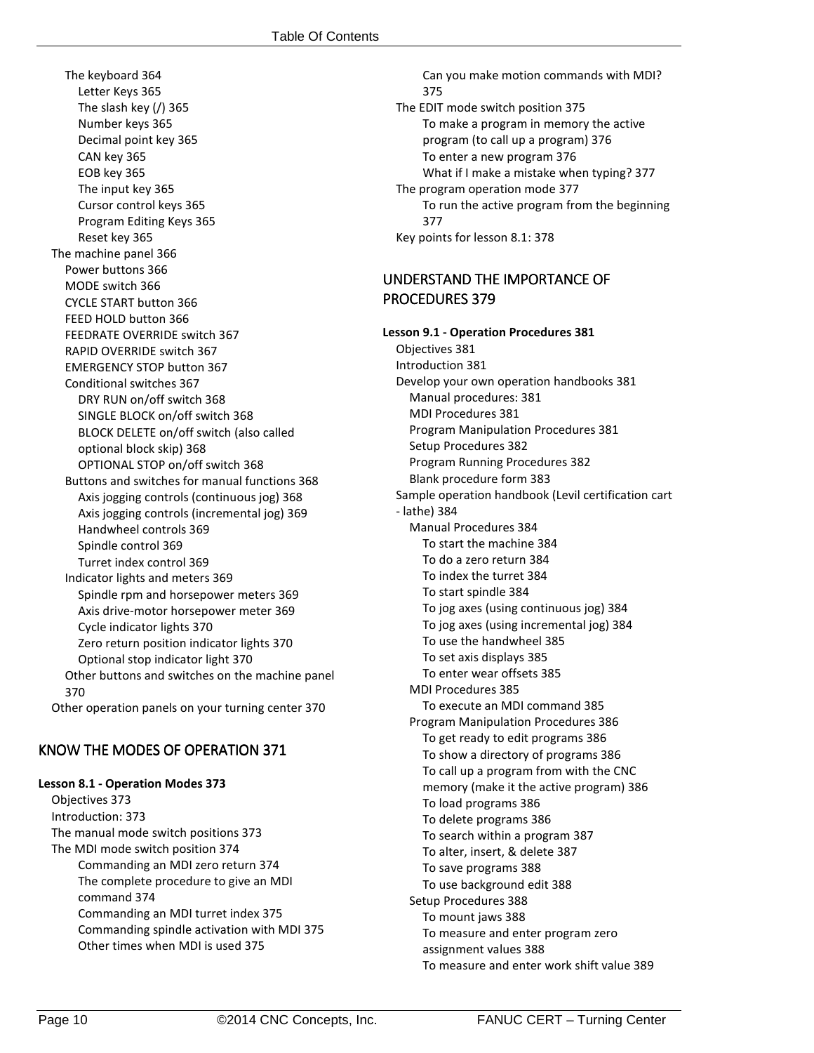The keyboard 364

- Letter Keys 365
- The slash key (/) 365
- Number keys 365
- Decimal point key 365
- CAN key 365
- EOB key 365
- The input key 365
- Cursor control keys 365
- Program Editing Keys 365
- Reset key 365

The machine panel 366

- Power buttons 366
- MODE switch 366
- CYCLE START button 366
- FEED HOLD button 366
- FEEDRATE OVERRIDE switch 367
- RAPID OVERRIDE switch 367
- EMERGENCY STOP button 367
- Conditional switches 367
  - DRY RUN on/off switch 368
  - SINGLE BLOCK on/off switch 368
  - BLOCK DELETE on/off switch (also called optional block skip) 368
  - OPTIONAL STOP on/off switch 368
- Buttons and switches for manual functions 368
  - Axis jogging controls (continuous jog) 368
  - Axis jogging controls (incremental jog) 369
  - Handwheel controls 369
  - Spindle control 369
  - Turret index control 369
- Indicator lights and meters 369
  - Spindle rpm and horsepower meters 369
  - Axis drive-motor horsepower meter 369
  - Cycle indicator lights 370
  - Zero return position indicator lights 370
  - Optional stop indicator light 370
- Other buttons and switches on the machine panel 370

Other operation panels on your turning center 370

## KNOW THE MODES OF OPERATION 371

**Lesson 8.1 - Operation Modes 373**

- Objectives 373
- Introduction: 373
- The manual mode switch positions 373
- The MDI mode switch position 374
  - Commanding an MDI zero return 374
  - The complete procedure to give an MDI command 374
  - Commanding an MDI turret index 375
  - Commanding spindle activation with MDI 375
  - Other times when MDI is used 375
  - Can you make motion commands with MDI? 375
- The EDIT mode switch position 375
  - To make a program in memory the active program (to call up a program) 376
  - To enter a new program 376
  - What if I make a mistake when typing? 377
- The program operation mode 377
  - To run the active program from the beginning 377
- Key points for lesson 8.1: 378

## UNDERSTAND THE IMPORTANCE OF PROCEDURES 379

**Lesson 9.1 - Operation Procedures 381**

- Objectives 381
- Introduction 381
- Develop your own operation handbooks 381
  - Manual procedures: 381
  - MDI Procedures 381
  - Program Manipulation Procedures 381
  - Setup Procedures 382
  - Program Running Procedures 382
  - Blank procedure form 383
- Sample operation handbook (Levil certification cart - lathe) 384
  - Manual Procedures 384
    - To start the machine 384
    - To do a zero return 384
    - To index the turret 384
    - To start spindle 384
    - To jog axes (using continuous jog) 384
    - To jog axes (using incremental jog) 384
    - To use the handwheel 385
    - To set axis displays 385
    - To enter wear offsets 385
  - MDI Procedures 385
    - To execute an MDI command 385
  - Program Manipulation Procedures 386
    - To get ready to edit programs 386
    - To show a directory of programs 386
    - To call up a program from with the CNC memory (make it the active program) 386
    - To load programs 386
    - To delete programs 386
    - To search within a program 387
    - To alter, insert, & delete 387
    - To save programs 388
    - To use background edit 388
  - Setup Procedures 388
    - To mount jaws 388
    - To measure and enter program zero assignment values 388
    - To measure and enter work shift value 389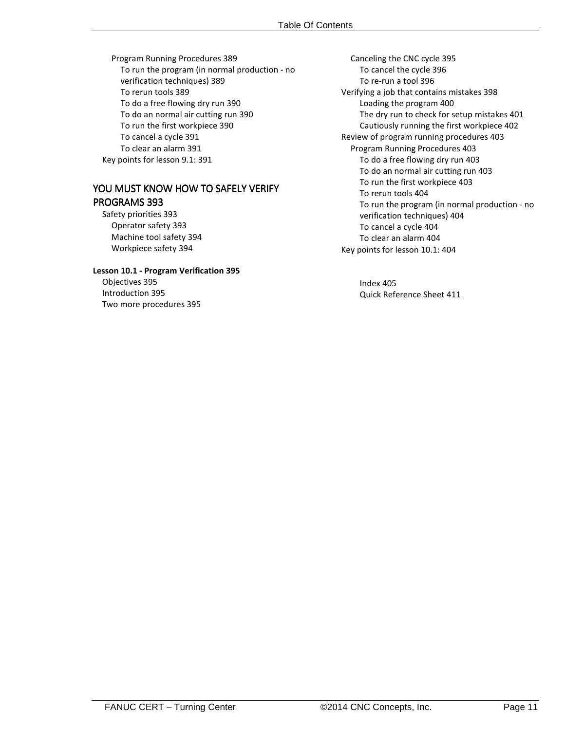Program Running Procedures 389
- To run the program (in normal production - no verification techniques) 389
- To rerun tools 389
- To do a free flowing dry run 390
- To do an normal air cutting run 390
- To run the first workpiece 390
- To cancel a cycle 391
- To clear an alarm 391

Key points for lesson 9.1: 391

## YOU MUST KNOW HOW TO SAFELY VERIFY PROGRAMS 393

Safety priorities 393
- Operator safety 393
- Machine tool safety 394
- Workpiece safety 394

**Lesson 10.1 - Program Verification 395**

Objectives 395

Introduction 395

Two more procedures 395

Canceling the CNC cycle 395
- To cancel the cycle 396
- To re-run a tool 396

Verifying a job that contains mistakes 398
- Loading the program 400
- The dry run to check for setup mistakes 401
- Cautiously running the first workpiece 402

Review of program running procedures 403

Program Running Procedures 403
- To do a free flowing dry run 403
- To do an normal air cutting run 403
- To run the first workpiece 403
- To rerun tools 404
- To run the program (in normal production - no verification techniques) 404
- To cancel a cycle 404
- To clear an alarm 404

Key points for lesson 10.1: 404

Index 405

Quick Reference Sheet 411